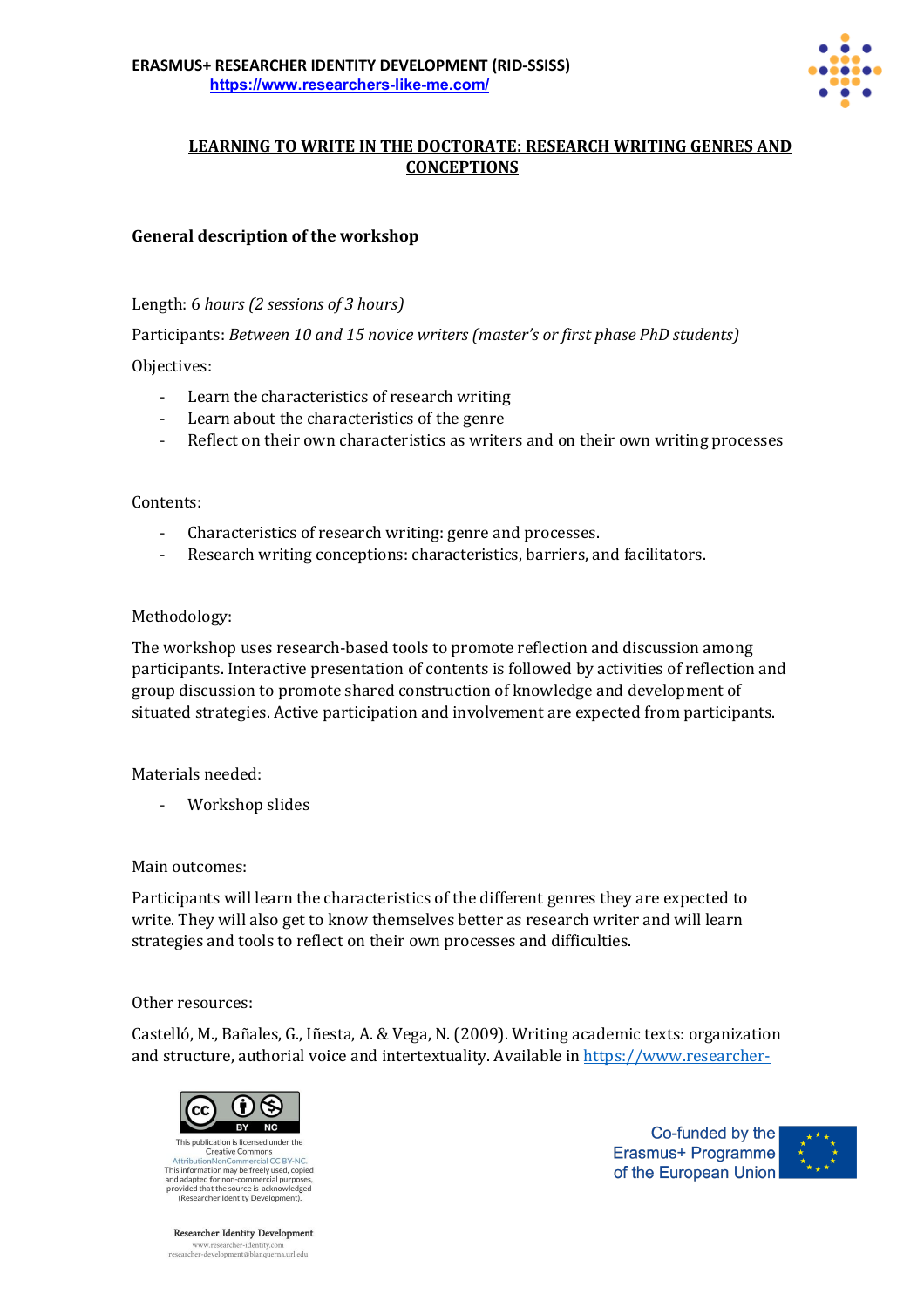**ERASMUS+ RESEARCHER IDENTITY DEVELOPMENT (RID-SSISS)**
https://www.researchers-like-me.com/

# LEARNING TO WRITE IN THE DOCTORATE: RESEARCH WRITING GENRES AND CONCEPTIONS

## General description of the workshop

Length: *6 hours (2 sessions of 3 hours)*

Participants: *Between 10 and 15 novice writers (master's or first phase PhD students)*

Objectives:

- Learn the characteristics of research writing
- Learn about the characteristics of the genre
- Reflect on their own characteristics as writers and on their own writing processes

Contents:

- Characteristics of research writing: genre and processes.
- Research writing conceptions: characteristics, barriers, and facilitators.

Methodology:

The workshop uses research-based tools to promote reflection and discussion among participants. Interactive presentation of contents is followed by activities of reflection and group discussion to promote shared construction of knowledge and development of situated strategies. Active participation and involvement are expected from participants.

Materials needed:

- Workshop slides

Main outcomes:

Participants will learn the characteristics of the different genres they are expected to write. They will also get to know themselves better as research writer and will learn strategies and tools to reflect on their own processes and difficulties.

Other resources:

Castelló, M., Bañales, G., Iñesta, A. & Vega, N. (2009). Writing academic texts: organization and structure, authorial voice and intertextuality. Available in https://www.researcher-

This publication is licensed under the Creative Commons AttributionNonCommercial CC BY-NC. This information may be freely used, copied and adapted for non-commercial purposes, provided that the source is acknowledged (Researcher Identity Development).

Researcher Identity Development
www.researcher-identity.com
researcher-development@blanquerna.url.edu

Co-funded by the Erasmus+ Programme of the European Union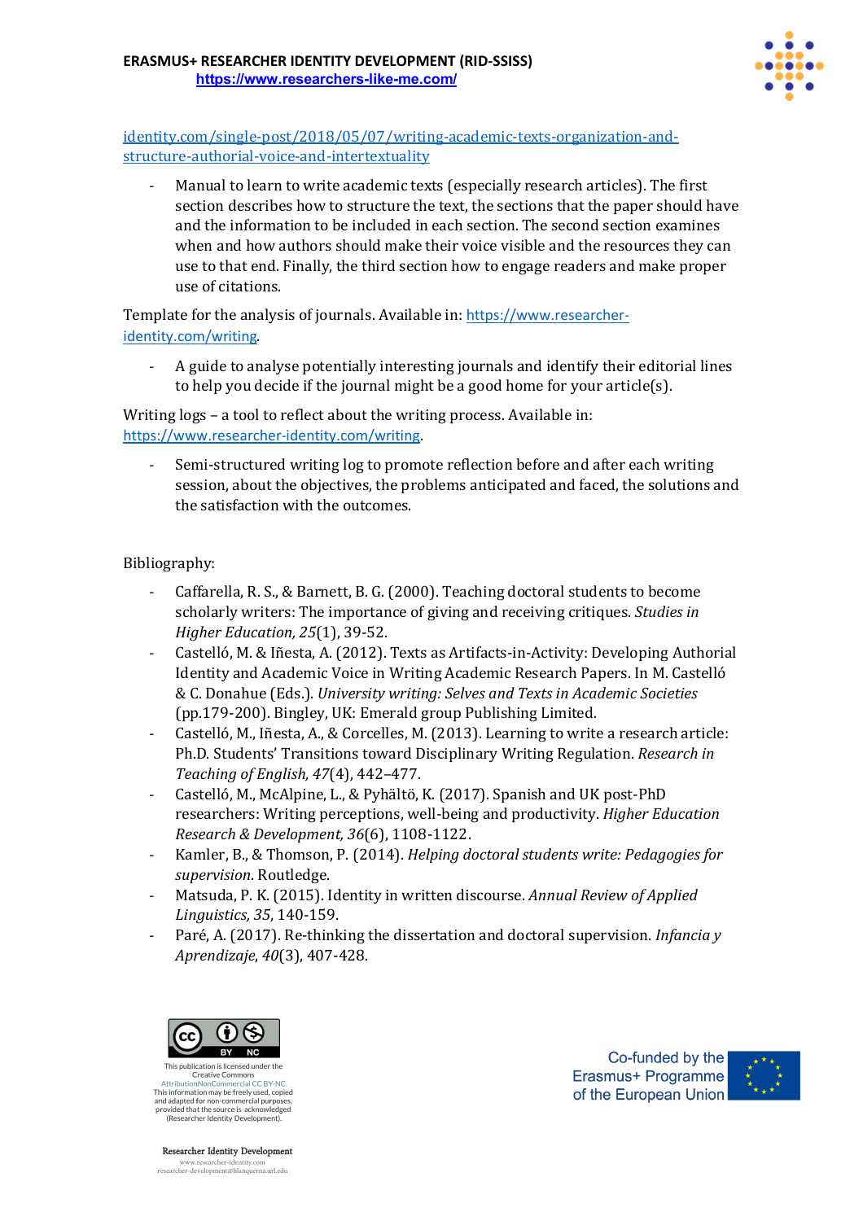identity.com/single-post/2018/05/07/writing-academic-texts-organization-and-structure-authorial-voice-and-intertextuality

- Manual to learn to write academic texts (especially research articles). The first section describes how to structure the text, the sections that the paper should have and the information to be included in each section. The second section examines when and how authors should make their voice visible and the resources they can use to that end. Finally, the third section how to engage readers and make proper use of citations.

Template for the analysis of journals. Available in: https://www.researcher-identity.com/writing.

- A guide to analyse potentially interesting journals and identify their editorial lines to help you decide if the journal might be a good home for your article(s).

Writing logs – a tool to reflect about the writing process. Available in: https://www.researcher-identity.com/writing.

- Semi-structured writing log to promote reflection before and after each writing session, about the objectives, the problems anticipated and faced, the solutions and the satisfaction with the outcomes.

Bibliography:

- Caffarella, R. S., & Barnett, B. G. (2000). Teaching doctoral students to become scholarly writers: The importance of giving and receiving critiques. *Studies in Higher Education, 25*(1), 39-52.
- Castelló, M. & Iñesta, A. (2012). Texts as Artifacts-in-Activity: Developing Authorial Identity and Academic Voice in Writing Academic Research Papers. In M. Castelló & C. Donahue (Eds.). *University writing: Selves and Texts in Academic Societies* (pp.179-200). Bingley, UK: Emerald group Publishing Limited.
- Castelló, M., Iñesta, A., & Corcelles, M. (2013). Learning to write a research article: Ph.D. Students' Transitions toward Disciplinary Writing Regulation. *Research in Teaching of English, 47*(4), 442–477.
- Castelló, M., McAlpine, L., & Pyhältö, K. (2017). Spanish and UK post-PhD researchers: Writing perceptions, well-being and productivity. *Higher Education Research & Development, 36*(6), 1108-1122.
- Kamler, B., & Thomson, P. (2014). *Helping doctoral students write: Pedagogies for supervision*. Routledge.
- Matsuda, P. K. (2015). Identity in written discourse. *Annual Review of Applied Linguistics, 35*, 140-159.
- Paré, A. (2017). Re-thinking the dissertation and doctoral supervision. *Infancia y Aprendizaje, 40*(3), 407-428.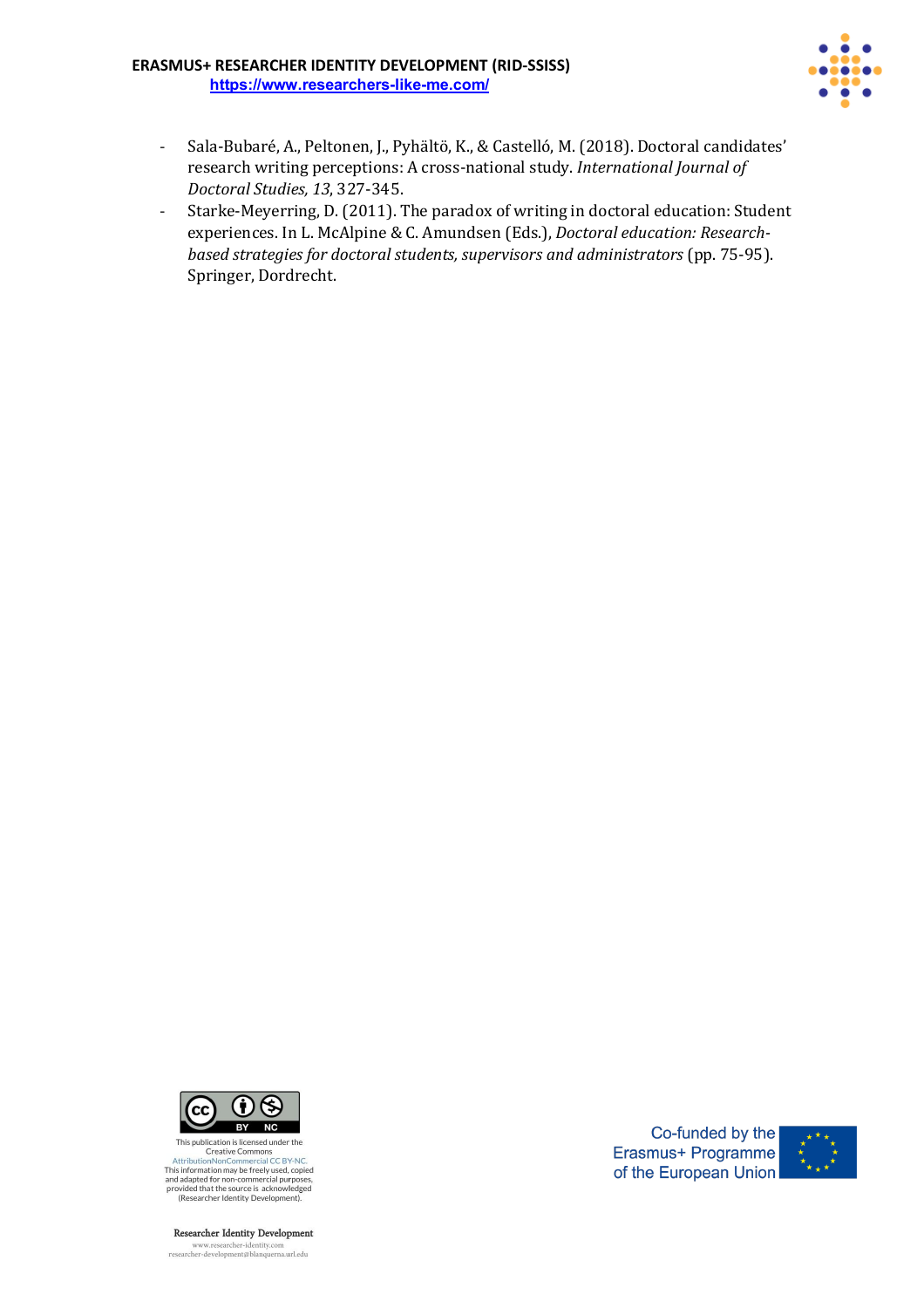- Sala-Bubaré, A., Peltonen, J., Pyhältö, K., & Castelló, M. (2018). Doctoral candidates' research writing perceptions: A cross-national study. *International Journal of Doctoral Studies, 13*, 327-345.
- Starke-Meyerring, D. (2011). The paradox of writing in doctoral education: Student experiences. In L. McAlpine & C. Amundsen (Eds.), *Doctoral education: Research-based strategies for doctoral students, supervisors and administrators* (pp. 75-95). Springer, Dordrecht.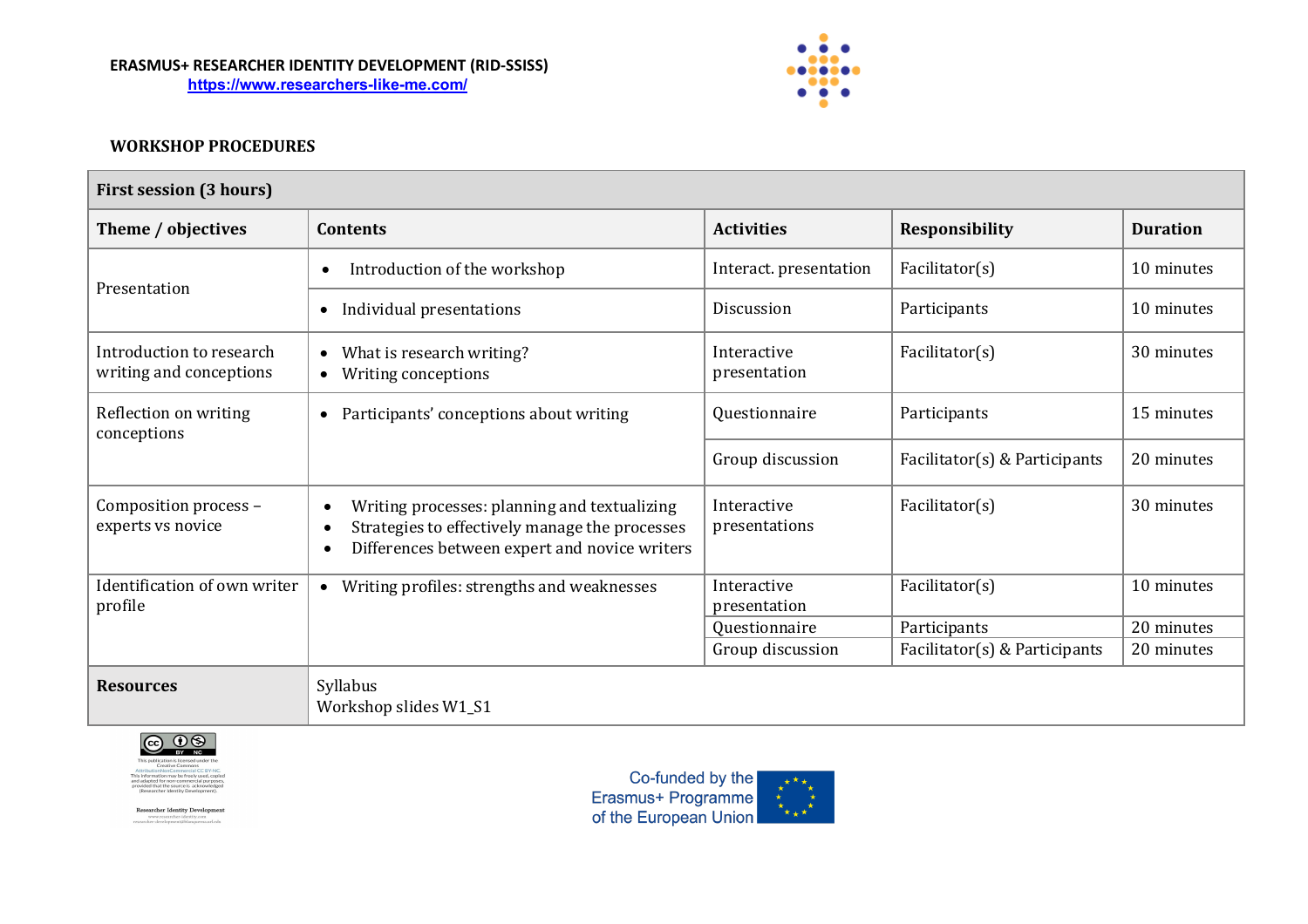**ERASMUS+ RESEARCHER IDENTITY DEVELOPMENT (RID-SSISS)**
https://www.researchers-like-me.com/

**WORKSHOP PROCEDURES**

| **First session (3 hours)** | | | | |
|---|---|---|---|---|
| **Theme / objectives** | **Contents** | **Activities** | **Responsibility** | **Duration** |
| Presentation | • Introduction of the workshop | Interact. presentation | Facilitator(s) | 10 minutes |
| | • Individual presentations | Discussion | Participants | 10 minutes |
| Introduction to research writing and conceptions | • What is research writing?<br>• Writing conceptions | Interactive presentation | Facilitator(s) | 30 minutes |
| Reflection on writing conceptions | • Participants' conceptions about writing | Questionnaire | Participants | 15 minutes |
| | | Group discussion | Facilitator(s) & Participants | 20 minutes |
| Composition process – experts vs novice | • Writing processes: planning and textualizing<br>• Strategies to effectively manage the processes<br>• Differences between expert and novice writers | Interactive presentations | Facilitator(s) | 30 minutes |
| Identification of own writer profile | • Writing profiles: strengths and weaknesses | Interactive presentation | Facilitator(s) | 10 minutes |
| | | Questionnaire | Participants | 20 minutes |
| | | Group discussion | Facilitator(s) & Participants | 20 minutes |
| **Resources** | Syllabus<br>Workshop slides W1_S1 | | | |

This publication is licensed under the Creative Commons AttributionNonCommercial CC BY-NC. This information may be freely used, copied and adapted for non-commercial purposes, provided that the source is acknowledged (Researcher Identity Development).

Researcher Identity Development

Co-funded by the Erasmus+ Programme of the European Union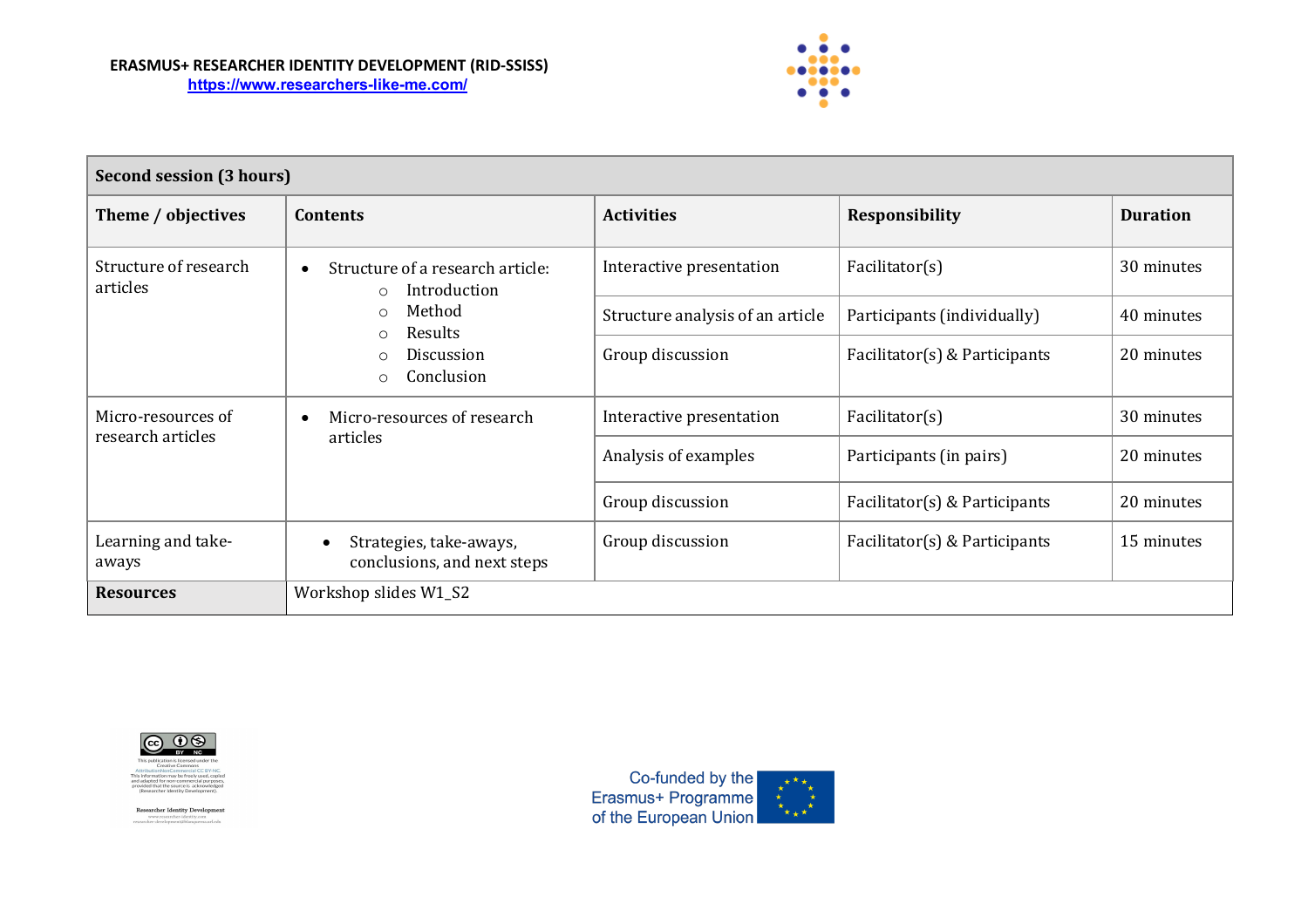| Second session (3 hours) | | | | |
|---|---|---|---|---|
| **Theme / objectives** | **Contents** | **Activities** | **Responsibility** | **Duration** |
| Structure of research articles | • Structure of a research article:<br>○ Introduction<br>○ Method<br>○ Results<br>○ Discussion<br>○ Conclusion | Interactive presentation | Facilitator(s) | 30 minutes |
| | | Structure analysis of an article | Participants (individually) | 40 minutes |
| | | Group discussion | Facilitator(s) & Participants | 20 minutes |
| Micro-resources of research articles | • Micro-resources of research articles | Interactive presentation | Facilitator(s) | 30 minutes |
| | | Analysis of examples | Participants (in pairs) | 20 minutes |
| | | Group discussion | Facilitator(s) & Participants | 20 minutes |
| Learning and take-aways | • Strategies, take-aways, conclusions, and next steps | Group discussion | Facilitator(s) & Participants | 15 minutes |
| **Resources** | Workshop slides W1_S2 | | | |